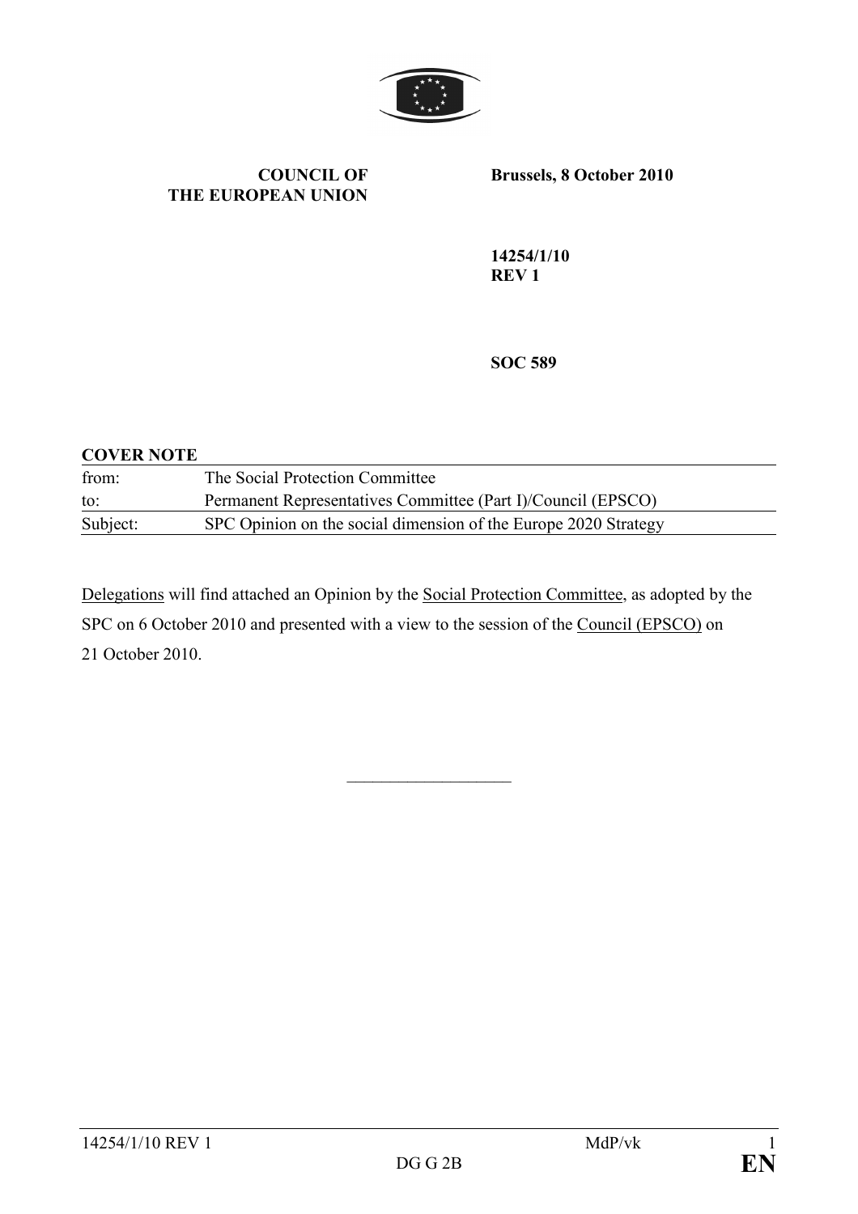**COUNCIL OF THE EUROPEAN UNION**

**Brussels, 8 October 2010**

**14254/1/10 REV 1**

**SOC 589**

**COVER NOTE**

| | |
|---|---|
| from: | The Social Protection Committee |
| to: | Permanent Representatives Committee (Part I)/Council (EPSCO) |
| Subject: | SPC Opinion on the social dimension of the Europe 2020 Strategy |

Delegations will find attached an Opinion by the Social Protection Committee, as adopted by the SPC on 6 October 2010 and presented with a view to the session of the Council (EPSCO) on 21 October 2010.

\_\_\_\_\_\_\_\_\_\_\_\_\_\_\_\_\_\_\_\_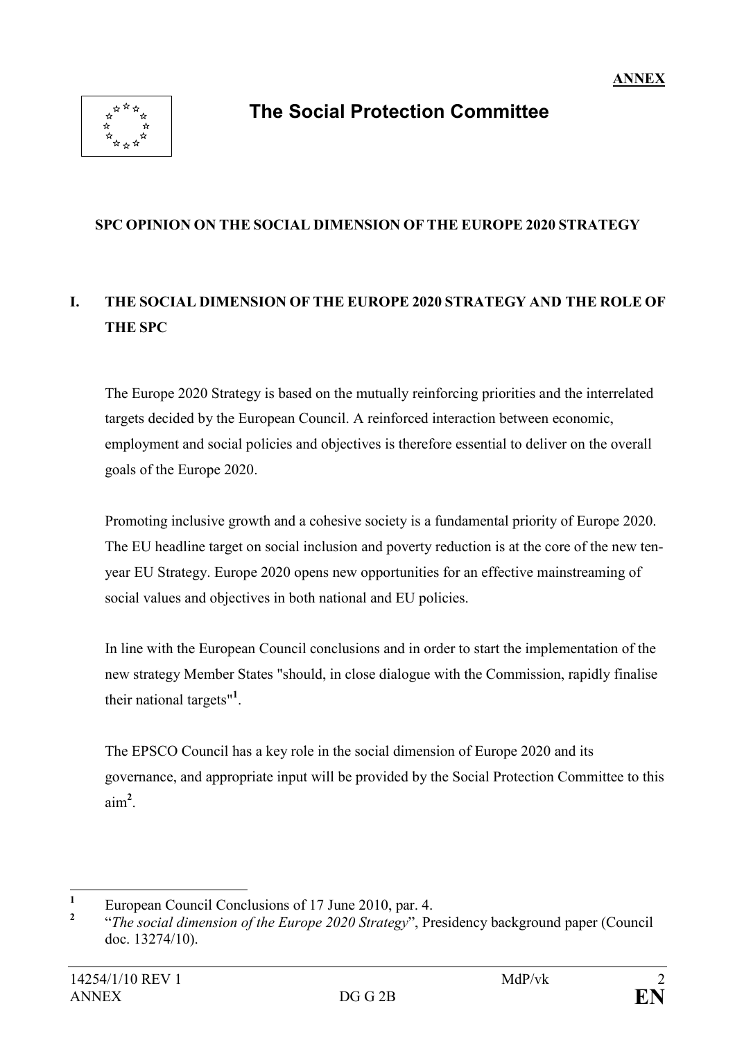**ANNEX**

# The Social Protection Committee

## SPC OPINION ON THE SOCIAL DIMENSION OF THE EUROPE 2020 STRATEGY

### I. THE SOCIAL DIMENSION OF THE EUROPE 2020 STRATEGY AND THE ROLE OF THE SPC

The Europe 2020 Strategy is based on the mutually reinforcing priorities and the interrelated targets decided by the European Council. A reinforced interaction between economic, employment and social policies and objectives is therefore essential to deliver on the overall goals of the Europe 2020.

Promoting inclusive growth and a cohesive society is a fundamental priority of Europe 2020. The EU headline target on social inclusion and poverty reduction is at the core of the new ten-year EU Strategy. Europe 2020 opens new opportunities for an effective mainstreaming of social values and objectives in both national and EU policies.

In line with the European Council conclusions and in order to start the implementation of the new strategy Member States "should, in close dialogue with the Commission, rapidly finalise their national targets"[1].

The EPSCO Council has a key role in the social dimension of Europe 2020 and its governance, and appropriate input will be provided by the Social Protection Committee to this aim[2].

---

[1] European Council Conclusions of 17 June 2010, par. 4.

[2] "*The social dimension of the Europe 2020 Strategy*", Presidency background paper (Council doc. 13274/10).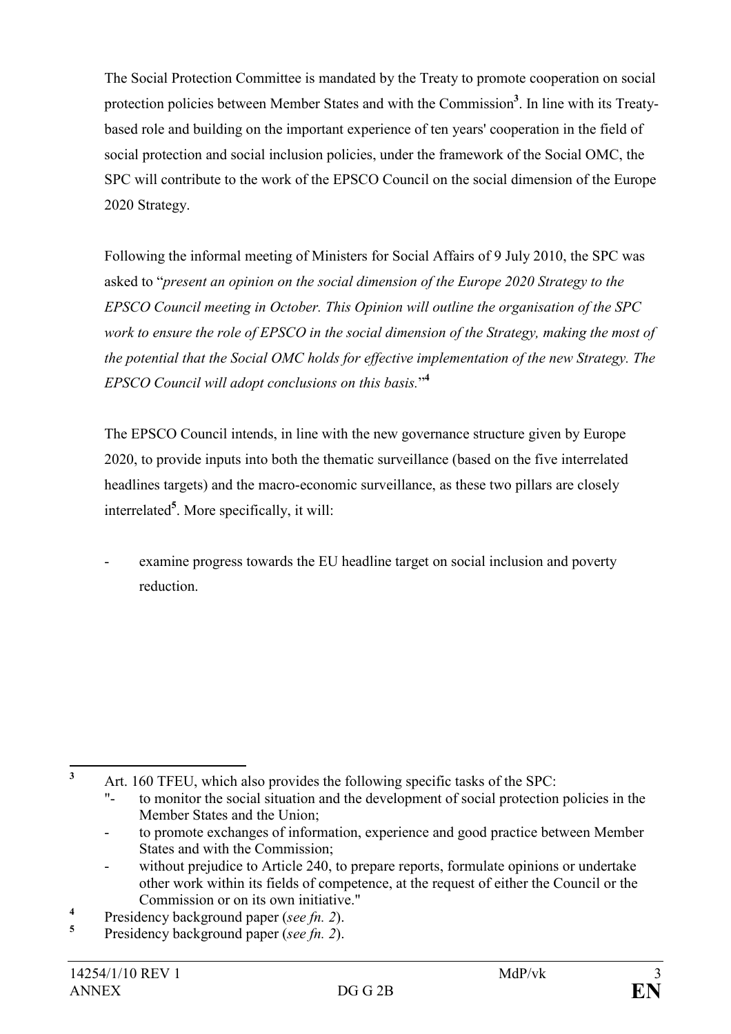The Social Protection Committee is mandated by the Treaty to promote cooperation on social protection policies between Member States and with the Commission[3]. In line with its Treaty-based role and building on the important experience of ten years' cooperation in the field of social protection and social inclusion policies, under the framework of the Social OMC, the SPC will contribute to the work of the EPSCO Council on the social dimension of the Europe 2020 Strategy.

Following the informal meeting of Ministers for Social Affairs of 9 July 2010, the SPC was asked to "*present an opinion on the social dimension of the Europe 2020 Strategy to the EPSCO Council meeting in October. This Opinion will outline the organisation of the SPC work to ensure the role of EPSCO in the social dimension of the Strategy, making the most of the potential that the Social OMC holds for effective implementation of the new Strategy. The EPSCO Council will adopt conclusions on this basis.*"[4]

The EPSCO Council intends, in line with the new governance structure given by Europe 2020, to provide inputs into both the thematic surveillance (based on the five interrelated headlines targets) and the macro-economic surveillance, as these two pillars are closely interrelated[5]. More specifically, it will:

- examine progress towards the EU headline target on social inclusion and poverty reduction.

---

[3] Art. 160 TFEU, which also provides the following specific tasks of the SPC:
"- to monitor the social situation and the development of social protection policies in the Member States and the Union;
- to promote exchanges of information, experience and good practice between Member States and with the Commission;
- without prejudice to Article 240, to prepare reports, formulate opinions or undertake other work within its fields of competence, at the request of either the Council or the Commission or on its own initiative."

[4] Presidency background paper (*see fn. 2*).

[5] Presidency background paper (*see fn. 2*).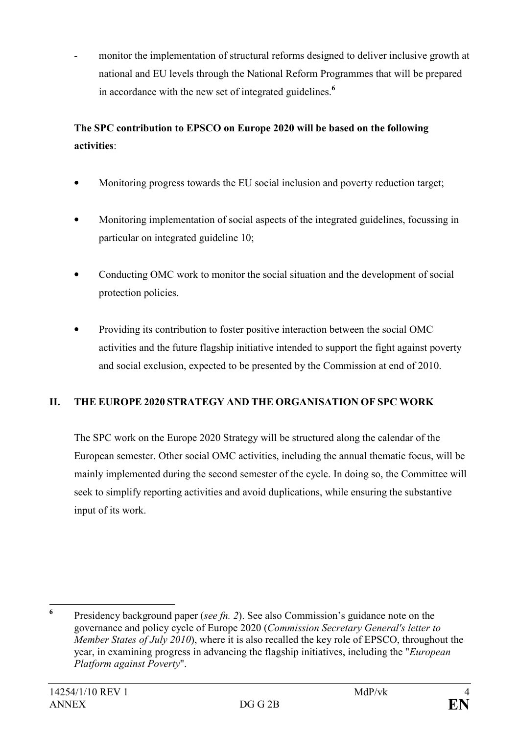- monitor the implementation of structural reforms designed to deliver inclusive growth at national and EU levels through the National Reform Programmes that will be prepared in accordance with the new set of integrated guidelines.[6]

**The SPC contribution to EPSCO on Europe 2020 will be based on the following activities**:

- Monitoring progress towards the EU social inclusion and poverty reduction target;
- Monitoring implementation of social aspects of the integrated guidelines, focussing in particular on integrated guideline 10;
- Conducting OMC work to monitor the social situation and the development of social protection policies.
- Providing its contribution to foster positive interaction between the social OMC activities and the future flagship initiative intended to support the fight against poverty and social exclusion, expected to be presented by the Commission at end of 2010.

## II. THE EUROPE 2020 STRATEGY AND THE ORGANISATION OF SPC WORK

The SPC work on the Europe 2020 Strategy will be structured along the calendar of the European semester. Other social OMC activities, including the annual thematic focus, will be mainly implemented during the second semester of the cycle. In doing so, the Committee will seek to simplify reporting activities and avoid duplications, while ensuring the substantive input of its work.

---

[6] Presidency background paper (*see fn. 2*). See also Commission's guidance note on the governance and policy cycle of Europe 2020 (*Commission Secretary General's letter to Member States of July 2010*), where it is also recalled the key role of EPSCO, throughout the year, in examining progress in advancing the flagship initiatives, including the "*European Platform against Poverty*".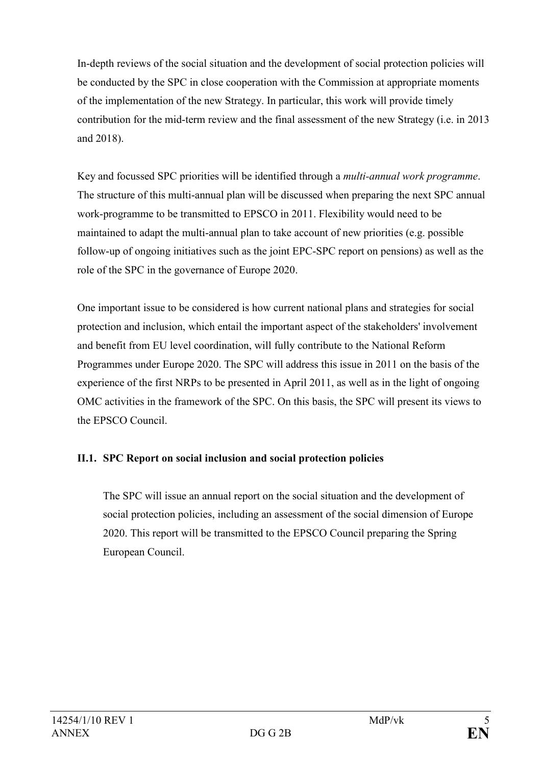In-depth reviews of the social situation and the development of social protection policies will be conducted by the SPC in close cooperation with the Commission at appropriate moments of the implementation of the new Strategy. In particular, this work will provide timely contribution for the mid-term review and the final assessment of the new Strategy (i.e. in 2013 and 2018).

Key and focussed SPC priorities will be identified through a *multi-annual work programme*. The structure of this multi-annual plan will be discussed when preparing the next SPC annual work-programme to be transmitted to EPSCO in 2011. Flexibility would need to be maintained to adapt the multi-annual plan to take account of new priorities (e.g. possible follow-up of ongoing initiatives such as the joint EPC-SPC report on pensions) as well as the role of the SPC in the governance of Europe 2020.

One important issue to be considered is how current national plans and strategies for social protection and inclusion, which entail the important aspect of the stakeholders' involvement and benefit from EU level coordination, will fully contribute to the National Reform Programmes under Europe 2020. The SPC will address this issue in 2011 on the basis of the experience of the first NRPs to be presented in April 2011, as well as in the light of ongoing OMC activities in the framework of the SPC. On this basis, the SPC will present its views to the EPSCO Council.

### II.1. SPC Report on social inclusion and social protection policies

The SPC will issue an annual report on the social situation and the development of social protection policies, including an assessment of the social dimension of Europe 2020. This report will be transmitted to the EPSCO Council preparing the Spring European Council.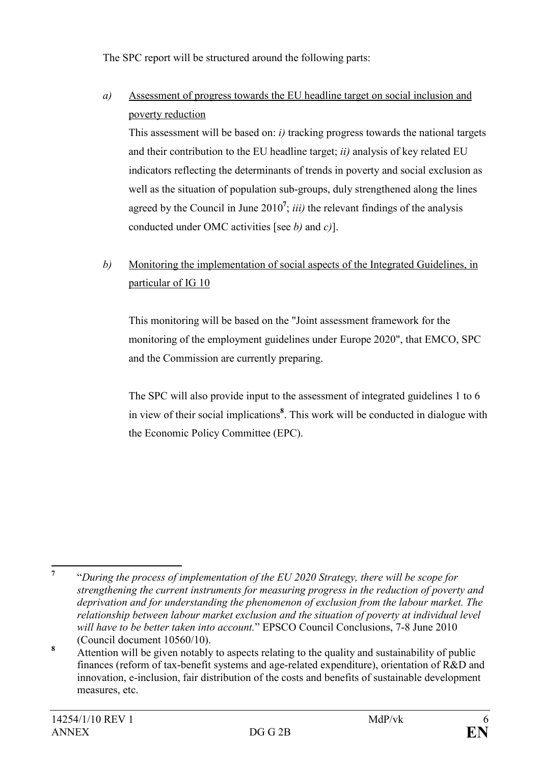The SPC report will be structured around the following parts:

*a)* Assessment of progress towards the EU headline target on social inclusion and poverty reduction

This assessment will be based on: *i)* tracking progress towards the national targets and their contribution to the EU headline target; *ii)* analysis of key related EU indicators reflecting the determinants of trends in poverty and social exclusion as well as the situation of population sub-groups, duly strengthened along the lines agreed by the Council in June 2010[7]; *iii)* the relevant findings of the analysis conducted under OMC activities [see *b)* and *c)*].

*b)* Monitoring the implementation of social aspects of the Integrated Guidelines, in particular of IG 10

This monitoring will be based on the "Joint assessment framework for the monitoring of the employment guidelines under Europe 2020", that EMCO, SPC and the Commission are currently preparing.

The SPC will also provide input to the assessment of integrated guidelines 1 to 6 in view of their social implications[8]. This work will be conducted in dialogue with the Economic Policy Committee (EPC).

---

[7] "*During the process of implementation of the EU 2020 Strategy, there will be scope for strengthening the current instruments for measuring progress in the reduction of poverty and deprivation and for understanding the phenomenon of exclusion from the labour market. The relationship between labour market exclusion and the situation of poverty at individual level will have to be better taken into account.*" EPSCO Council Conclusions, 7-8 June 2010 (Council document 10560/10).

[8] Attention will be given notably to aspects relating to the quality and sustainability of public finances (reform of tax-benefit systems and age-related expenditure), orientation of R&D and innovation, e-inclusion, fair distribution of the costs and benefits of sustainable development measures, etc.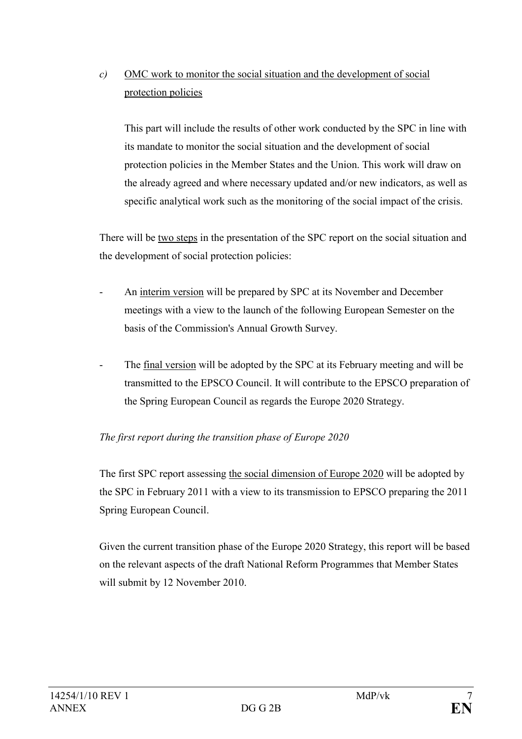*c)* OMC work to monitor the social situation and the development of social protection policies

This part will include the results of other work conducted by the SPC in line with its mandate to monitor the social situation and the development of social protection policies in the Member States and the Union. This work will draw on the already agreed and where necessary updated and/or new indicators, as well as specific analytical work such as the monitoring of the social impact of the crisis.

There will be two steps in the presentation of the SPC report on the social situation and the development of social protection policies:

- An interim version will be prepared by SPC at its November and December meetings with a view to the launch of the following European Semester on the basis of the Commission's Annual Growth Survey.

- The final version will be adopted by the SPC at its February meeting and will be transmitted to the EPSCO Council. It will contribute to the EPSCO preparation of the Spring European Council as regards the Europe 2020 Strategy.

*The first report during the transition phase of Europe 2020*

The first SPC report assessing the social dimension of Europe 2020 will be adopted by the SPC in February 2011 with a view to its transmission to EPSCO preparing the 2011 Spring European Council.

Given the current transition phase of the Europe 2020 Strategy, this report will be based on the relevant aspects of the draft National Reform Programmes that Member States will submit by 12 November 2010.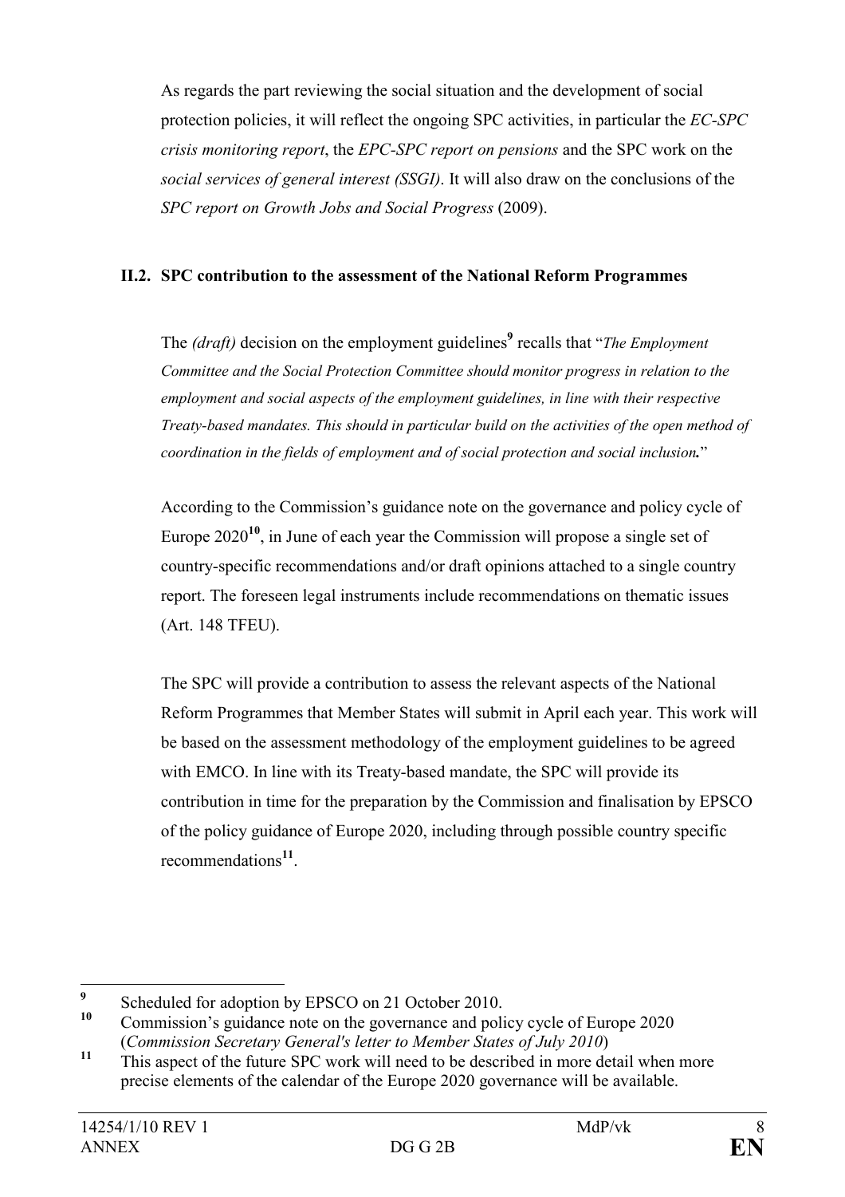As regards the part reviewing the social situation and the development of social protection policies, it will reflect the ongoing SPC activities, in particular the *EC-SPC crisis monitoring report*, the *EPC-SPC report on pensions* and the SPC work on the *social services of general interest (SSGI)*. It will also draw on the conclusions of the *SPC report on Growth Jobs and Social Progress* (2009).

### II.2. SPC contribution to the assessment of the National Reform Programmes

The *(draft)* decision on the employment guidelines[9] recalls that "*The Employment Committee and the Social Protection Committee should monitor progress in relation to the employment and social aspects of the employment guidelines, in line with their respective Treaty-based mandates. This should in particular build on the activities of the open method of coordination in the fields of employment and of social protection and social inclusion.*"

According to the Commission's guidance note on the governance and policy cycle of Europe 2020[10], in June of each year the Commission will propose a single set of country-specific recommendations and/or draft opinions attached to a single country report. The foreseen legal instruments include recommendations on thematic issues (Art. 148 TFEU).

The SPC will provide a contribution to assess the relevant aspects of the National Reform Programmes that Member States will submit in April each year. This work will be based on the assessment methodology of the employment guidelines to be agreed with EMCO. In line with its Treaty-based mandate, the SPC will provide its contribution in time for the preparation by the Commission and finalisation by EPSCO of the policy guidance of Europe 2020, including through possible country specific recommendations[11].

---

[9] Scheduled for adoption by EPSCO on 21 October 2010.

[10] Commission's guidance note on the governance and policy cycle of Europe 2020 (*Commission Secretary General's letter to Member States of July 2010*)

[11] This aspect of the future SPC work will need to be described in more detail when more precise elements of the calendar of the Europe 2020 governance will be available.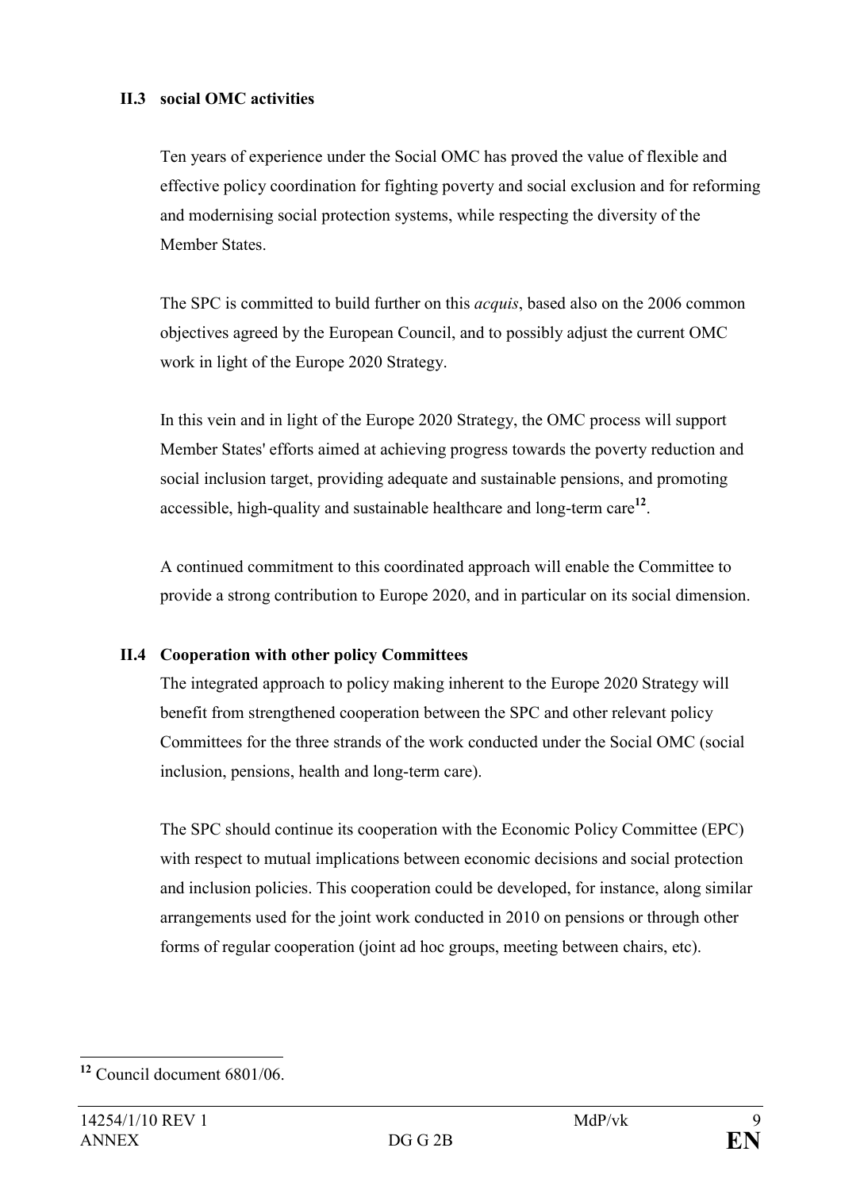### II.3 social OMC activities

Ten years of experience under the Social OMC has proved the value of flexible and effective policy coordination for fighting poverty and social exclusion and for reforming and modernising social protection systems, while respecting the diversity of the Member States.

The SPC is committed to build further on this *acquis*, based also on the 2006 common objectives agreed by the European Council, and to possibly adjust the current OMC work in light of the Europe 2020 Strategy.

In this vein and in light of the Europe 2020 Strategy, the OMC process will support Member States' efforts aimed at achieving progress towards the poverty reduction and social inclusion target, providing adequate and sustainable pensions, and promoting accessible, high-quality and sustainable healthcare and long-term care[12].

A continued commitment to this coordinated approach will enable the Committee to provide a strong contribution to Europe 2020, and in particular on its social dimension.

### II.4 Cooperation with other policy Committees

The integrated approach to policy making inherent to the Europe 2020 Strategy will benefit from strengthened cooperation between the SPC and other relevant policy Committees for the three strands of the work conducted under the Social OMC (social inclusion, pensions, health and long-term care).

The SPC should continue its cooperation with the Economic Policy Committee (EPC) with respect to mutual implications between economic decisions and social protection and inclusion policies. This cooperation could be developed, for instance, along similar arrangements used for the joint work conducted in 2010 on pensions or through other forms of regular cooperation (joint ad hoc groups, meeting between chairs, etc).

---

[12] Council document 6801/06.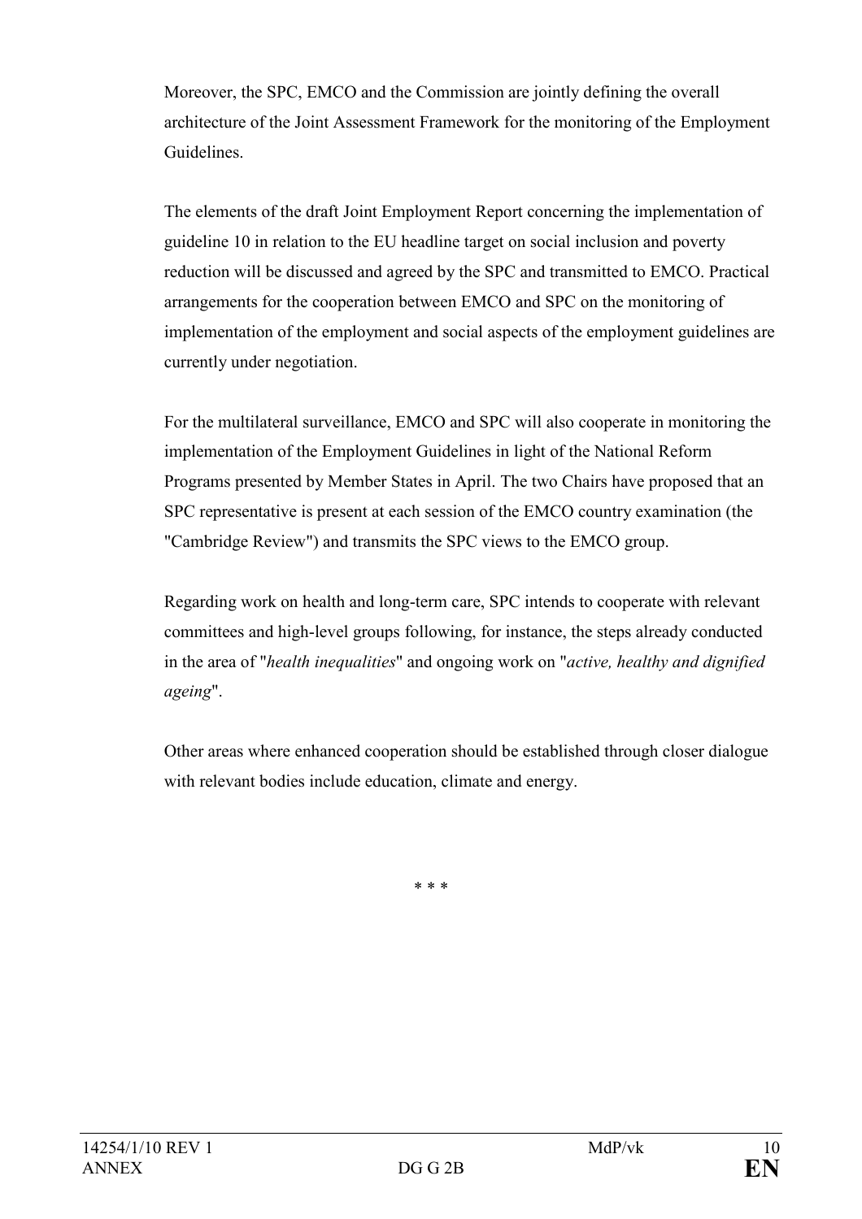Moreover, the SPC, EMCO and the Commission are jointly defining the overall architecture of the Joint Assessment Framework for the monitoring of the Employment Guidelines.

The elements of the draft Joint Employment Report concerning the implementation of guideline 10 in relation to the EU headline target on social inclusion and poverty reduction will be discussed and agreed by the SPC and transmitted to EMCO. Practical arrangements for the cooperation between EMCO and SPC on the monitoring of implementation of the employment and social aspects of the employment guidelines are currently under negotiation.

For the multilateral surveillance, EMCO and SPC will also cooperate in monitoring the implementation of the Employment Guidelines in light of the National Reform Programs presented by Member States in April. The two Chairs have proposed that an SPC representative is present at each session of the EMCO country examination (the "Cambridge Review") and transmits the SPC views to the EMCO group.

Regarding work on health and long-term care, SPC intends to cooperate with relevant committees and high-level groups following, for instance, the steps already conducted in the area of "*health inequalities*" and ongoing work on "*active, healthy and dignified ageing*".

Other areas where enhanced cooperation should be established through closer dialogue with relevant bodies include education, climate and energy.

\* \* \*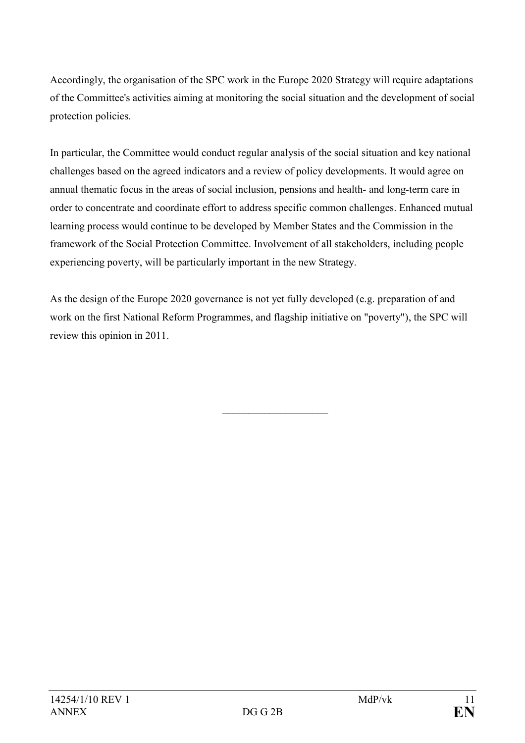Accordingly, the organisation of the SPC work in the Europe 2020 Strategy will require adaptations of the Committee's activities aiming at monitoring the social situation and the development of social protection policies.

In particular, the Committee would conduct regular analysis of the social situation and key national challenges based on the agreed indicators and a review of policy developments. It would agree on annual thematic focus in the areas of social inclusion, pensions and health- and long-term care in order to concentrate and coordinate effort to address specific common challenges. Enhanced mutual learning process would continue to be developed by Member States and the Commission in the framework of the Social Protection Committee. Involvement of all stakeholders, including people experiencing poverty, will be particularly important in the new Strategy.

As the design of the Europe 2020 governance is not yet fully developed (e.g. preparation of and work on the first National Reform Programmes, and flagship initiative on "poverty"), the SPC will review this opinion in 2011.

---